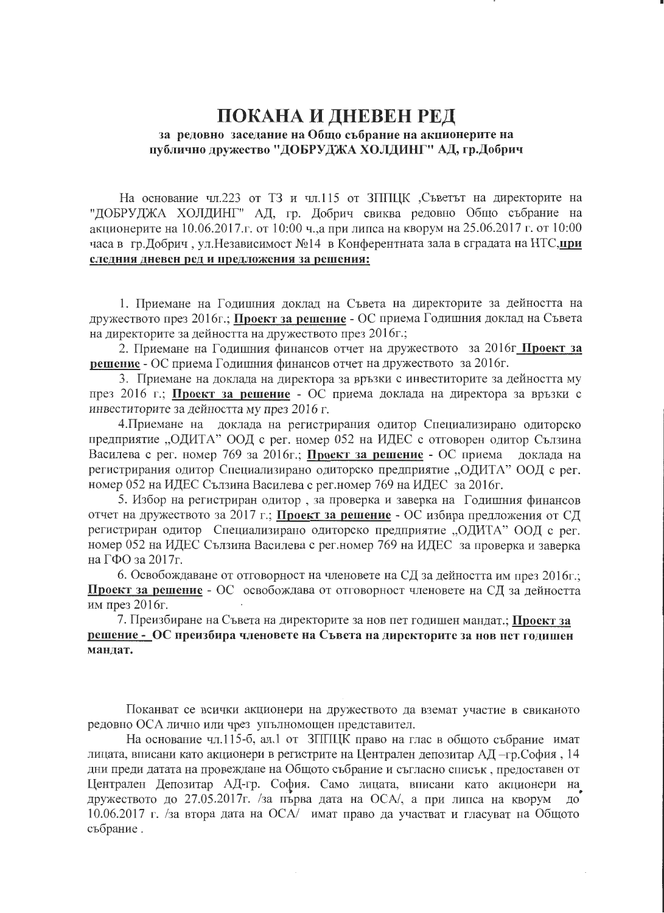# ПОКАНА И ДНЕВЕН РЕД

**за редовно заседание на Общо събрание на акционерите на публично дружество "ДОБРУДЖА ХОЛДИНГ" АД, гр.Добрич**

На основание чл.223 от ТЗ и чл.115 от ЗППЦК ,Съветът на директорите на "ДОБРУДЖА ХОЛДИНГ" АД, гр. Добрич свиква редовно Общо събрание на акционерите на 10.06.2017.г. от 10:00 ч.,а при липса на кворум на 25.06.2017 г. от 10:00 часа в гр.Добрич , ул.Независимост №14 в Конферентната зала в сградата на НТС,**<u>при следния дневен ред и предложения за решения:</u>**

1. Приемане на Годишния доклад на Съвета на директорите за дейността на дружеството през 2016г.; **<u>Проект за решение</u>** - ОС приема Годишния доклад на Съвета на директорите за дейността на дружеството през 2016г.;

2. Приемане на Годишния финансов отчет на дружеството за 2016г **<u>Проект за решение</u>** - ОС приема Годишния финансов отчет на дружеството за 2016г.

3. Приемане на доклада на директора за връзки с инвеститорите за дейността му през 2016 г.; **<u>Проект за решение</u>** - ОС приема доклада на директора за връзки с инвеститорите за дейността му през 2016 г.

4.Приемане на доклада на регистрирания одитор Специализирано одиторско предприятие „ОДИТА" ООД с рег. номер 052 на ИДЕС с отговорен одитор Сързина Василева с рег. номер 769 за 2016г.; **<u>Проект за решение</u>** - ОС приема доклада на регистрирания одитор Специализирано одиторско предприятие „ОДИТА" ООД с рег. номер 052 на ИДЕС Сързина Василева с рег.номер 769 на ИДЕС за 2016г.

5. Избор на регистриран одитор , за проверка и заверка на Годишния финансов отчет на дружеството за 2017 г.; **<u>Проект за решение</u>** - ОС избира предложения от СД регистриран одитор Специализирано одиторско предприятие „ОДИТА" ООД с рег. номер 052 на ИДЕС Сързина Василева с рег.номер 769 на ИДЕС за проверка и заверка на ГФО за 2017г.

6. Освобождаване от отговорност на членовете на СД за дейността им през 2016г.; **<u>Проект за решение</u>** - ОС освобождава от отговорност членовете на СД за дейността им през 2016г.

7. Преизбиране на Съвета на директорите за нов пет годишен мандат.; **<u>Проект за решение</u> - ОС преизбира членовете на Съвета на директорите за нов пет годишен мандат.**

Поканват се всички акционери на дружеството да вземат участие в свиканото редовно ОСА лично или чрез упълномощен представител.

На основание чл.115-б, ал.1 от ЗППЦК право на глас в общото събрание имат лицата, вписани като акционери в регистрите на Централен депозитар АД –гр.София , 14 дни преди датата на провеждане на Общото събрание и съгласно списък , предоставен от Централен Депозитар АД-гр. София. Само лицата, вписани като акционери на дружеството до 27.05.2017г. /за първа дата на ОСА/, а при липса на кворум до 10.06.2017 г. /за втора дата на ОСА/ имат право да участват и гласуват на Общото събрание .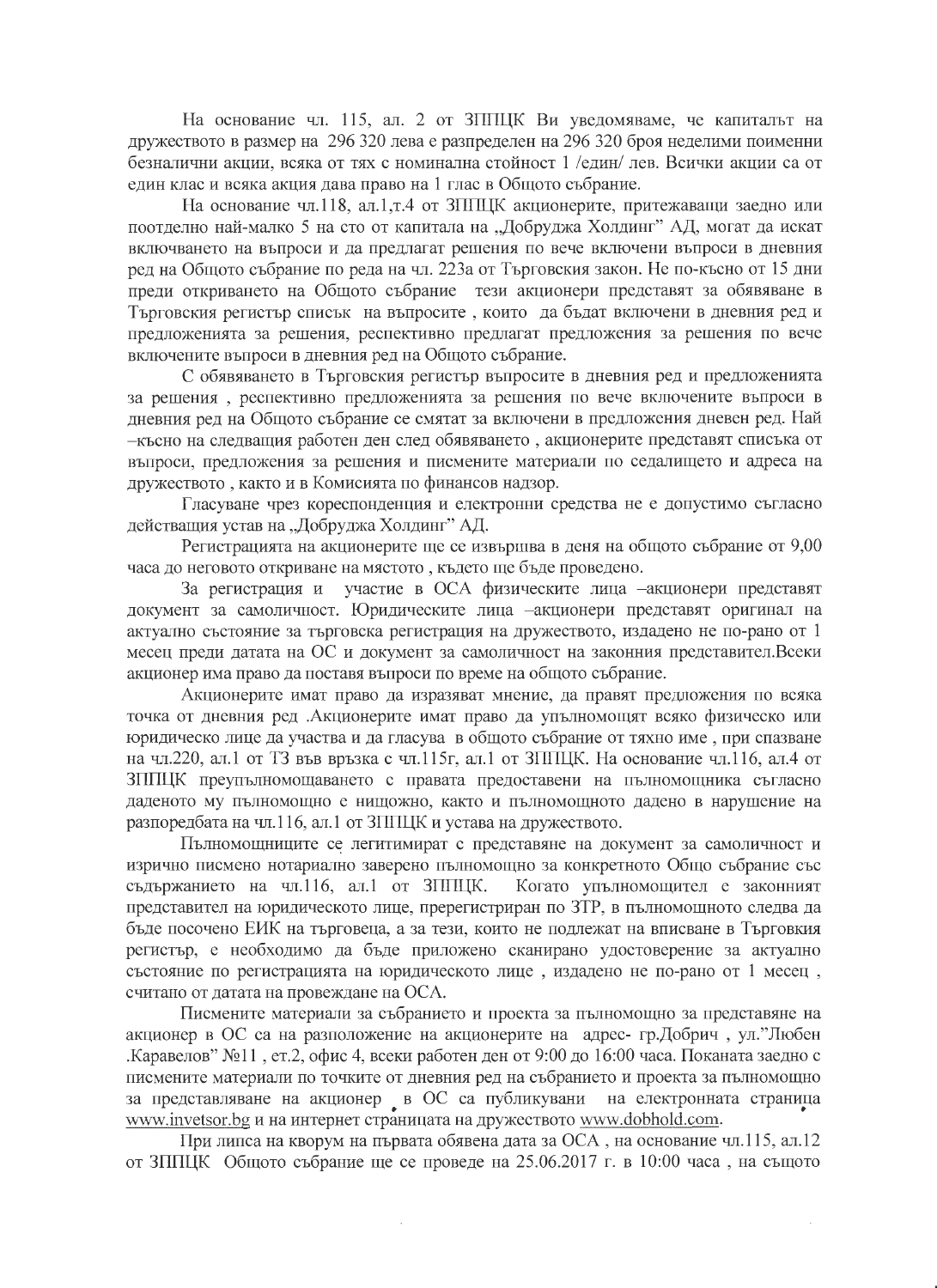На основание чл. 115, ал. 2 от ЗППЦК Ви уведомяваме, че капиталът на дружеството в размер на 296 320 лева е разпределен на 296 320 броя неделими поименни безналични акции, всяка от тях с номинална стойност 1 /един/ лев. Всички акции са от един клас и всяка акция дава право на 1 глас в Общото събрание.

На основание чл.118, ал.1,т.4 от ЗППЦК акционерите, притежаващи заедно или поотделно най-малко 5 на сто от капитала на „Добруджа Холдинг" АД, могат да искат включването на въпроси и да предлагат решения по вече включени въпроси в дневния ред на Общото събрание по реда на чл. 223а от Търговския закон. Не по-късно от 15 дни преди откриването на Общото събрание тези акционери представят за обявяване в Търговския регистър списък на въпросите , които да бъдат включени в дневния ред и предложенията за решения, респективно предлагат предложения за решения по вече включените въпроси в дневния ред на Общото събрание.

С обявяването в Търговския регистър въпросите в дневния ред и предложенията за решения , респективно предложенията за решения по вече включените въпроси в дневния ред на Общото събрание се смятат за включени в предложения дневен ред. Най –късно на следващия работен ден след обявяването , акционерите представят списъка от въпроси, предложения за решения и писмените материали по седалището и адреса на дружеството , както и в Комисията по финансов надзор.

Гласуване чрез кореспонденция и електронни средства не е допустимо съгласно действащия устав на „Добруджа Холдинг" АД.

Регистрацията на акционерите ще се извършва в деня на общото събрание от 9,00 часа до неговото откриване на мястото , където ще бъде проведено.

За регистрация и участие в ОСА физическите лица –акционери представят документ за самоличност. Юридическите лица –акционери представят оригинал на актуално състояние за търговска регистрация на дружеството, издадено не по-рано от 1 месец преди датата на ОС и документ за самоличност на законния представител.Всеки акционер има право да поставя въпроси по време на общото събрание.

Акционерите имат право да изразяват мнение, да правят предложения по всяка точка от дневния ред .Акционерите имат право да упълномощят всяко физическо или юридическо лице да участва и да гласува в общото събрание от тяхно име , при спазване на чл.220, ал.1 от ТЗ във връзка с чл.115г, ал.1 от ЗППЦК. На основание чл.116, ал.4 от ЗППЦК преупълномощаването с правата предоставени на пълномощника съгласно даденото му пълномощно е нищожно, както и пълномощното дадено в нарушение на разпоредбата на чл.116, ал.1 от ЗППЦК и устава на дружеството.

Пълномощниците се легитимират с представяне на документ за самоличност и изрично писмено нотариално заверено пълномощно за конкретното Общо събрание със съдържанието на чл.116, ал.1 от ЗППЦК. Когато упълномощител е законният представител на юридическото лице, пререгистриран по ЗТР, в пълномощното следва да бъде посочено ЕИК на търговеца, а за тези, които не подлежат на вписване в Търговкия регистър, е необходимо да бъде приложено сканирано удостоверение за актуално състояние по регистрацията на юридическото лице , издадено не по-рано от 1 месец , считано от датата на провеждане на ОСА.

Писмените материали за събранието и проекта за пълномощно за представяне на акционер в ОС са на разположение на акционерите на адрес- гр.Добрич , ул."Любен .Каравелов" №11 , ет.2, офис 4, всеки работен ден от 9:00 до 16:00 часа. Поканата заедно с писмените материали по точките от дневния ред на събранието и проекта за пълномощно за представляване на акционер в ОС са публикувани на електронната страница www.invetsor.bg и на интернет страницата на дружеството www.dobhold.com.

При липса на кворум на първата обявена дата за ОСА , на основание чл.115, ал.12 от ЗППЦК Общото събрание ще се проведе на 25.06.2017 г. в 10:00 часа , на същото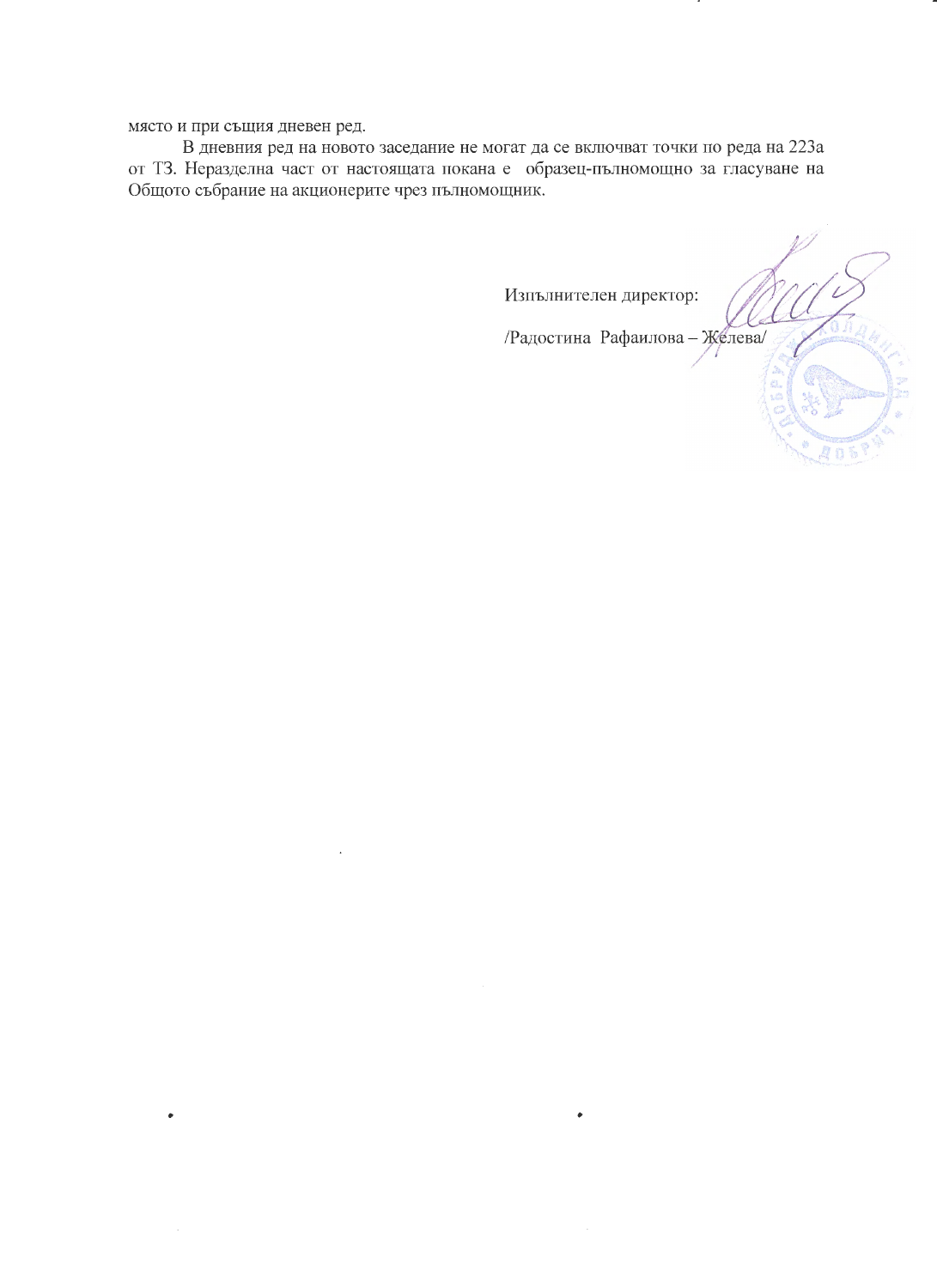място и при същия дневен ред.

В дневния ред на новото заседание не могат да се включват точки по реда на 223а от ТЗ. Неразделна част от настоящата покана е образец-пълномощно за гласуване на Общото събрание на акционерите чрез пълномощник.

Изпълнителен директор:

/Радостина Рафаилова – Желева/